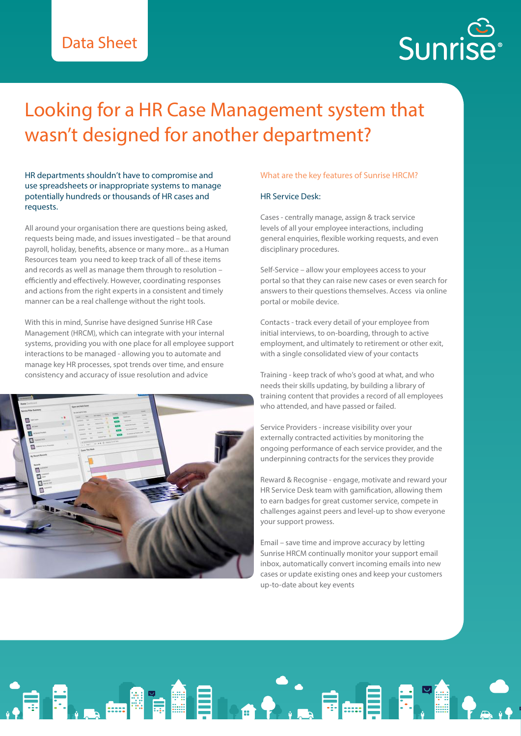Data Sheet

Sunrise®

# Looking for a HR Case Management system that wasn't designed for another department?

HR departments shouldn't have to compromise and use spreadsheets or inappropriate systems to manage potentially hundreds or thousands of HR cases and requests.

All around your organisation there are questions being asked, requests being made, and issues investigated – be that around payroll, holiday, benefits, absence or many more... as a Human Resources team  you need to keep track of all of these items and records as well as manage them through to resolution – efficiently and effectively. However, coordinating responses and actions from the right experts in a consistent and timely manner can be a real challenge without the right tools.

With this in mind, Sunrise have designed Sunrise HR Case Management (HRCM), which can integrate with your internal systems, providing you with one place for all employee support interactions to be managed - allowing you to automate and manage key HR processes, spot trends over time, and ensure consistency and accuracy of issue resolution and advice

## What are the key features of Sunrise HRCM?

### HR Service Desk:

Cases - centrally manage, assign & track service levels of all your employee interactions, including general enquiries, flexible working requests, and even disciplinary procedures.

Self-Service – allow your employees access to your portal so that they can raise new cases or even search for answers to their questions themselves. Access  via online portal or mobile device.

Contacts - track every detail of your employee from initial interviews, to on-boarding, through to active employment, and ultimately to retirement or other exit, with a single consolidated view of your contacts

Training - keep track of who's good at what, and who needs their skills updating, by building a library of training content that provides a record of all employees who attended, and have passed or failed.

Service Providers - increase visibility over your externally contracted activities by monitoring the ongoing performance of each service provider, and the underpinning contracts for the services they provide

Reward & Recognise - engage, motivate and reward your HR Service Desk team with gamification, allowing them to earn badges for great customer service, compete in challenges against peers and level-up to show everyone your support prowess.

Email – save time and improve accuracy by letting Sunrise HRCM continually monitor your support email inbox, automatically convert incoming emails into new cases or update existing ones and keep your customers up-to-date about key events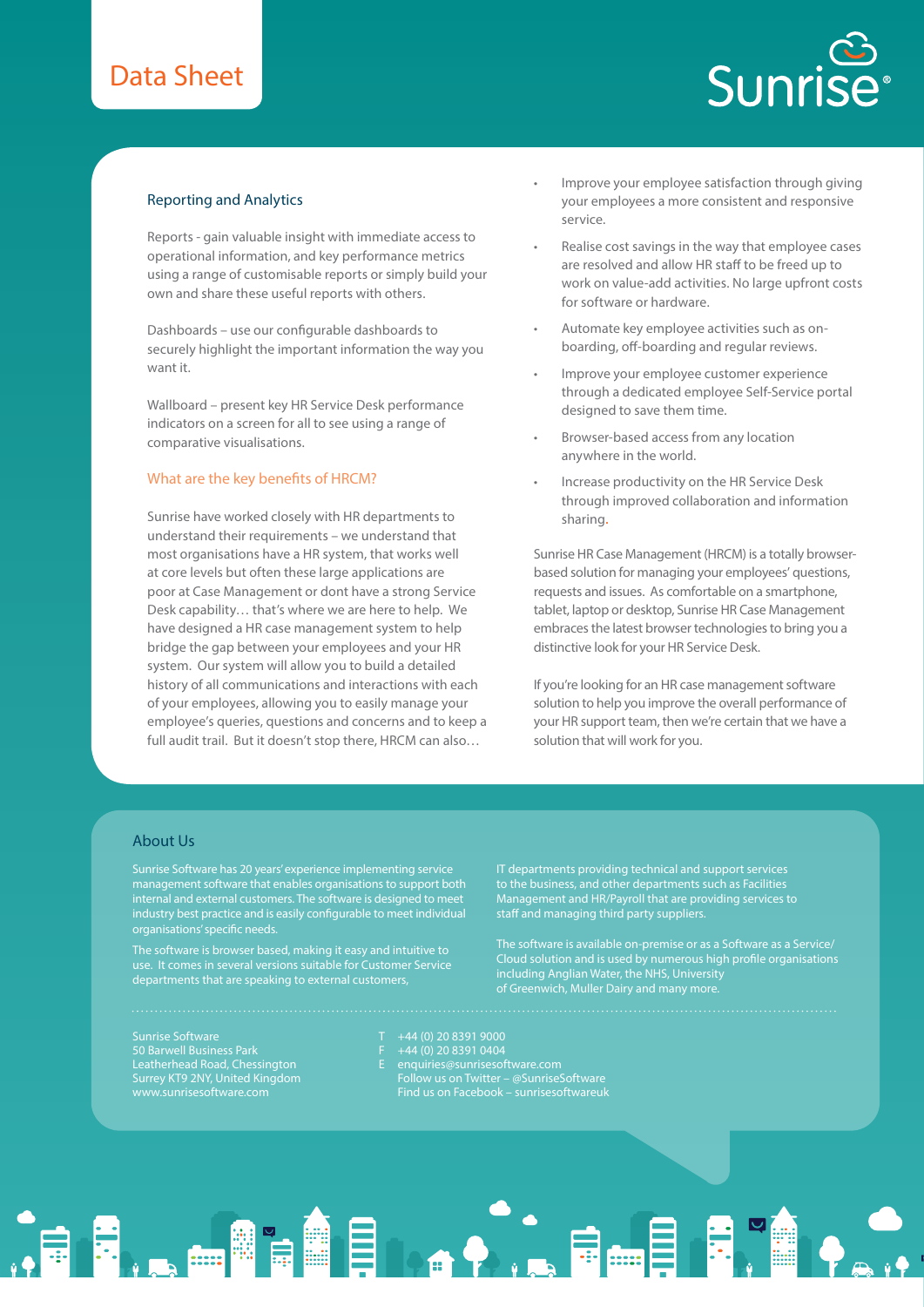Data Sheet

Sunrise®

## Reporting and Analytics

Reports - gain valuable insight with immediate access to operational information, and key performance metrics using a range of customisable reports or simply build your own and share these useful reports with others.

Dashboards – use our configurable dashboards to securely highlight the important information the way you want it.

Wallboard – present key HR Service Desk performance indicators on a screen for all to see using a range of comparative visualisations.

## What are the key benefits of HRCM?

Sunrise have worked closely with HR departments to understand their requirements – we understand that most organisations have a HR system, that works well at core levels but often these large applications are poor at Case Management or dont have a strong Service Desk capability… that's where we are here to help. We have designed a HR case management system to help bridge the gap between your employees and your HR system. Our system will allow you to build a detailed history of all communications and interactions with each of your employees, allowing you to easily manage your employee's queries, questions and concerns and to keep a full audit trail. But it doesn't stop there, HRCM can also…

- Improve your employee satisfaction through giving your employees a more consistent and responsive service.
- Realise cost savings in the way that employee cases are resolved and allow HR staff to be freed up to work on value-add activities. No large upfront costs for software or hardware.
- Automate key employee activities such as on-boarding, off-boarding and regular reviews.
- Improve your employee customer experience through a dedicated employee Self-Service portal designed to save them time.
- Browser-based access from any location anywhere in the world.
- Increase productivity on the HR Service Desk through improved collaboration and information sharing.

Sunrise HR Case Management (HRCM) is a totally browser-based solution for managing your employees' questions, requests and issues. As comfortable on a smartphone, tablet, laptop or desktop, Sunrise HR Case Management embraces the latest browser technologies to bring you a distinctive look for your HR Service Desk.

If you're looking for an HR case management software solution to help you improve the overall performance of your HR support team, then we're certain that we have a solution that will work for you.

## About Us

Sunrise Software has 20 years' experience implementing service management software that enables organisations to support both internal and external customers. The software is designed to meet industry best practice and is easily configurable to meet individual organisations' specific needs.

The software is browser based, making it easy and intuitive to use. It comes in several versions suitable for Customer Service departments that are speaking to external customers, IT departments providing technical and support services to the business, and other departments such as Facilities Management and HR/Payroll that are providing services to staff and managing third party suppliers.

The software is available on-premise or as a Software as a Service/ Cloud solution and is used by numerous high profile organisations including Anglian Water, the NHS, University of Greenwich, Muller Dairy and many more.

Sunrise Software
50 Barwell Business Park
Leatherhead Road, Chessington
Surrey KT9 2NY, United Kingdom
www.sunrisesoftware.com

T +44 (0) 20 8391 9000
F +44 (0) 20 8391 0404
E enquiries@sunrisesoftware.com
Follow us on Twitter – @SunriseSoftware
Find us on Facebook – sunrisesoftwareuk